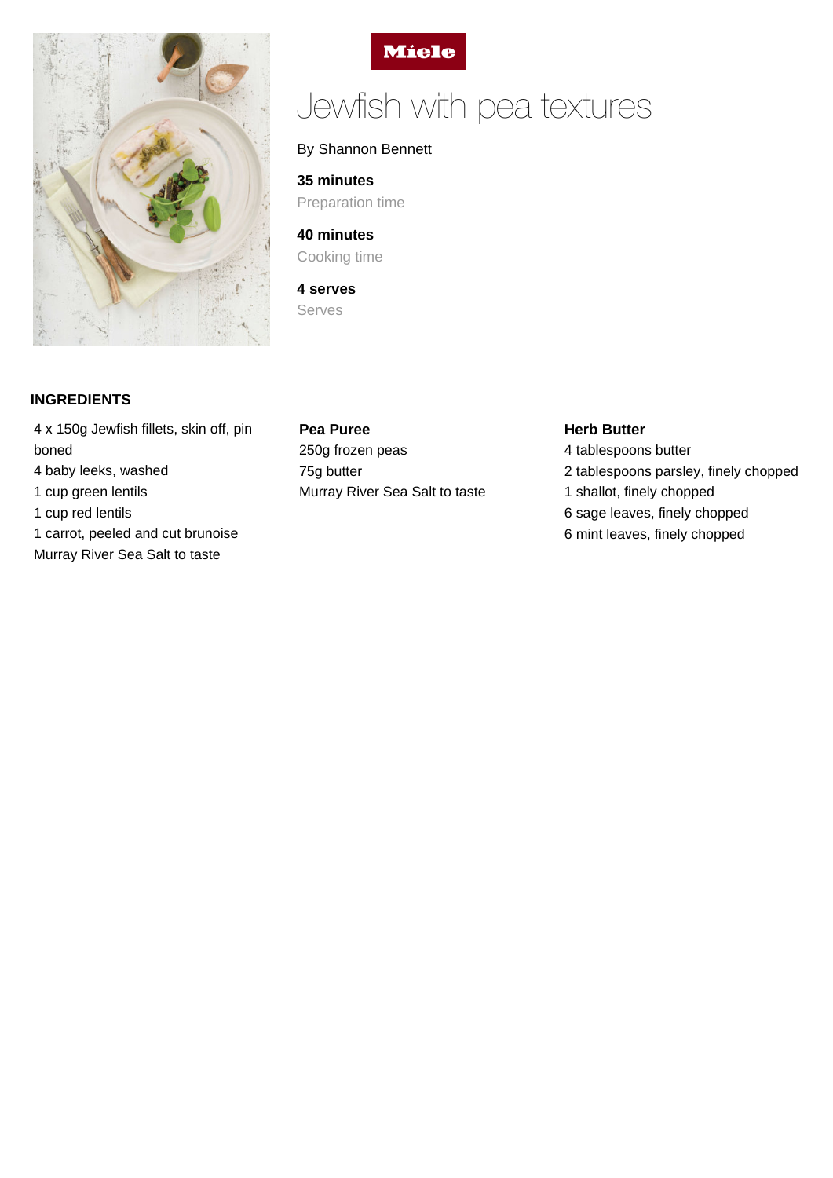Miele

# Jewfish with pea textures

By Shannon Bennett

**35 minutes**
Preparation time

**40 minutes**
Cooking time

**4 serves**
Serves

## INGREDIENTS

4 x 150g Jewfish fillets, skin off, pin boned
4 baby leeks, washed
1 cup green lentils
1 cup red lentils
1 carrot, peeled and cut brunoise
Murray River Sea Salt to taste

**Pea Puree**
250g frozen peas
75g butter
Murray River Sea Salt to taste

**Herb Butter**
4 tablespoons butter
2 tablespoons parsley, finely chopped
1 shallot, finely chopped
6 sage leaves, finely chopped
6 mint leaves, finely chopped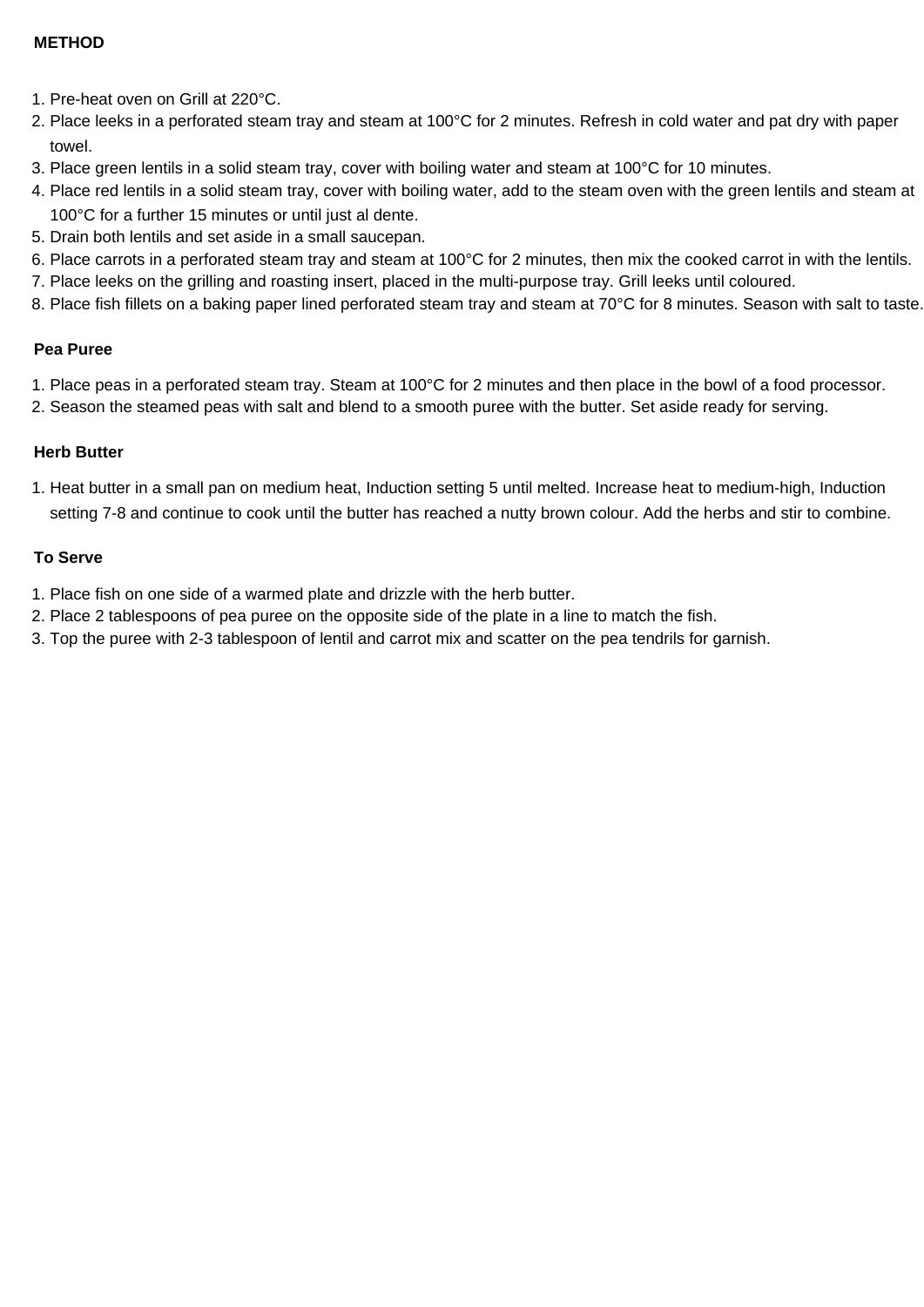**METHOD**

1. Pre-heat oven on Grill at 220°C.
2. Place leeks in a perforated steam tray and steam at 100°C for 2 minutes. Refresh in cold water and pat dry with paper towel.
3. Place green lentils in a solid steam tray, cover with boiling water and steam at 100°C for 10 minutes.
4. Place red lentils in a solid steam tray, cover with boiling water, add to the steam oven with the green lentils and steam at 100°C for a further 15 minutes or until just al dente.
5. Drain both lentils and set aside in a small saucepan.
6. Place carrots in a perforated steam tray and steam at 100°C for 2 minutes, then mix the cooked carrot in with the lentils.
7. Place leeks on the grilling and roasting insert, placed in the multi-purpose tray. Grill leeks until coloured.
8. Place fish fillets on a baking paper lined perforated steam tray and steam at 70°C for 8 minutes. Season with salt to taste.

**Pea Puree**

1. Place peas in a perforated steam tray. Steam at 100°C for 2 minutes and then place in the bowl of a food processor.
2. Season the steamed peas with salt and blend to a smooth puree with the butter. Set aside ready for serving.

**Herb Butter**

1. Heat butter in a small pan on medium heat, Induction setting 5 until melted. Increase heat to medium-high, Induction setting 7-8 and continue to cook until the butter has reached a nutty brown colour. Add the herbs and stir to combine.

**To Serve**

1. Place fish on one side of a warmed plate and drizzle with the herb butter.
2. Place 2 tablespoons of pea puree on the opposite side of the plate in a line to match the fish.
3. Top the puree with 2-3 tablespoon of lentil and carrot mix and scatter on the pea tendrils for garnish.